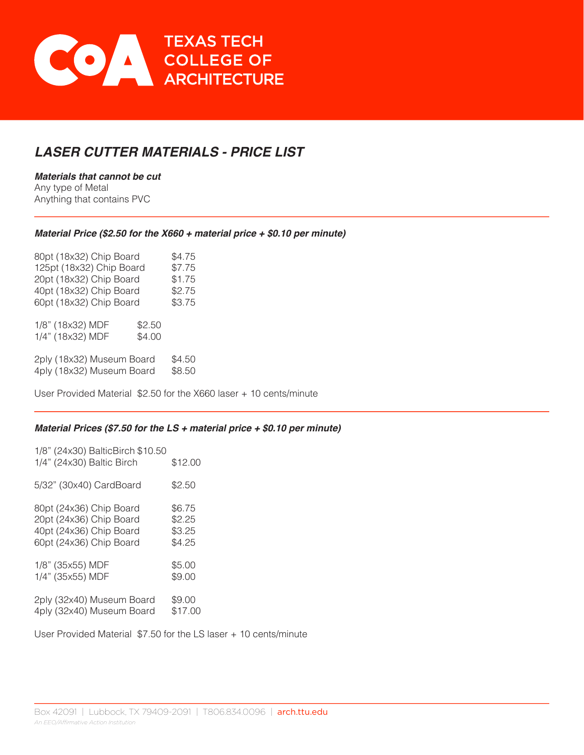TEXAS TECH COLLEGE OF ARCHITECTURE

# *LASER CUTTER MATERIALS - PRICE LIST*

***Materials that cannot be cut***

Any type of Metal
Anything that contains PVC

---

***Material Price ($2.50 for the X660 + material price + $0.10 per minute)***

| Material | Price |
|---|---|
| 80pt (18x32) Chip Board | $4.75 |
| 125pt (18x32) Chip Board | $7.75 |
| 20pt (18x32) Chip Board | $1.75 |
| 40pt (18x32) Chip Board | $2.75 |
| 60pt (18x32) Chip Board | $3.75 |
| 1/8" (18x32) MDF | $2.50 |
| 1/4" (18x32) MDF | $4.00 |
| 2ply (18x32) Museum Board | $4.50 |
| 4ply (18x32) Museum Board | $8.50 |

User Provided Material $2.50 for the X660 laser + 10 cents/minute

---

***Material Prices ($7.50 for the LS + material price + $0.10 per minute)***

| Material | Price |
|---|---|
| 1/8" (24x30) BalticBirch | $10.50 |
| 1/4" (24x30) Baltic Birch | $12.00 |
| 5/32" (30x40) CardBoard | $2.50 |
| 80pt (24x36) Chip Board | $6.75 |
| 20pt (24x36) Chip Board | $2.25 |
| 40pt (24x36) Chip Board | $3.25 |
| 60pt (24x36) Chip Board | $4.25 |
| 1/8" (35x55) MDF | $5.00 |
| 1/4" (35x55) MDF | $9.00 |
| 2ply (32x40) Museum Board | $9.00 |
| 4ply (32x40) Museum Board | $17.00 |

User Provided Material $7.50 for the LS laser + 10 cents/minute

Box 42091 | Lubbock, TX 79409-2091 | T806.834.0096 | arch.ttu.edu

*An EEO/Affirmative Action Institution*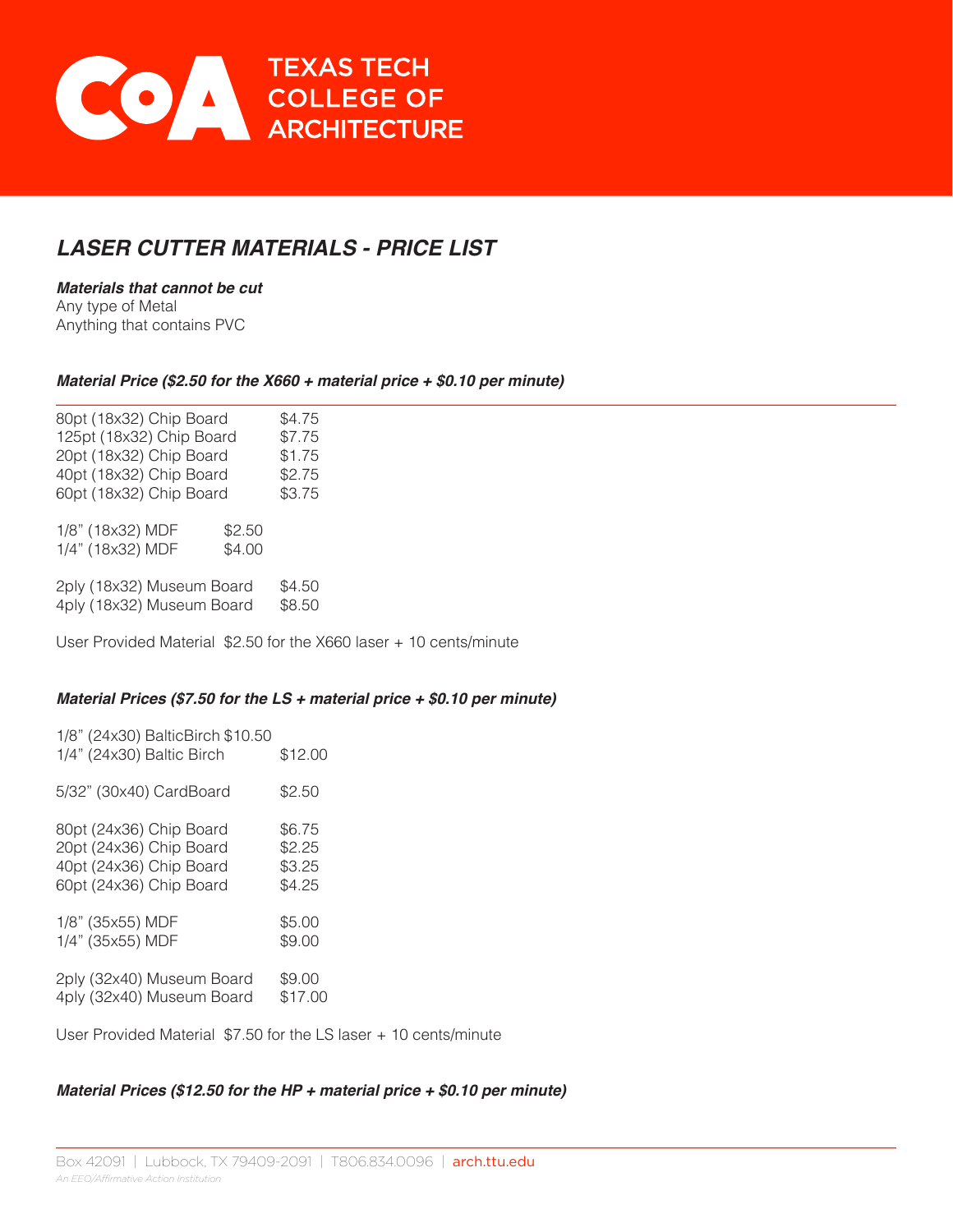TEXAS TECH COLLEGE OF ARCHITECTURE

# LASER CUTTER MATERIALS - PRICE LIST

***Materials that cannot be cut***
Any type of Metal
Anything that contains PVC

### *Material Price ($2.50 for the X660 + material price + $0.10 per minute)*

80pt (18x32) Chip Board $4.75
125pt (18x32) Chip Board $7.75
20pt (18x32) Chip Board $1.75
40pt (18x32) Chip Board $2.75
60pt (18x32) Chip Board $3.75

1/8” (18x32) MDF $2.50
1/4” (18x32) MDF $4.00

2ply (18x32) Museum Board $4.50
4ply (18x32) Museum Board $8.50

User Provided Material $2.50 for the X660 laser + 10 cents/minute

### *Material Prices ($7.50 for the LS + material price + $0.10 per minute)*

1/8” (24x30) BalticBirch $10.50
1/4” (24x30) Baltic Birch $12.00

5/32” (30x40) CardBoard $2.50

80pt (24x36) Chip Board $6.75
20pt (24x36) Chip Board $2.25
40pt (24x36) Chip Board $3.25
60pt (24x36) Chip Board $4.25

1/8” (35x55) MDF $5.00
1/4” (35x55) MDF $9.00

2ply (32x40) Museum Board $9.00
4ply (32x40) Museum Board $17.00

User Provided Material $7.50 for the LS laser + 10 cents/minute

### *Material Prices ($12.50 for the HP + material price + $0.10 per minute)*

Box 42091 | Lubbock, TX 79409-2091 | T806.834.0096 | arch.ttu.edu
An EEO/Affirmative Action Institution